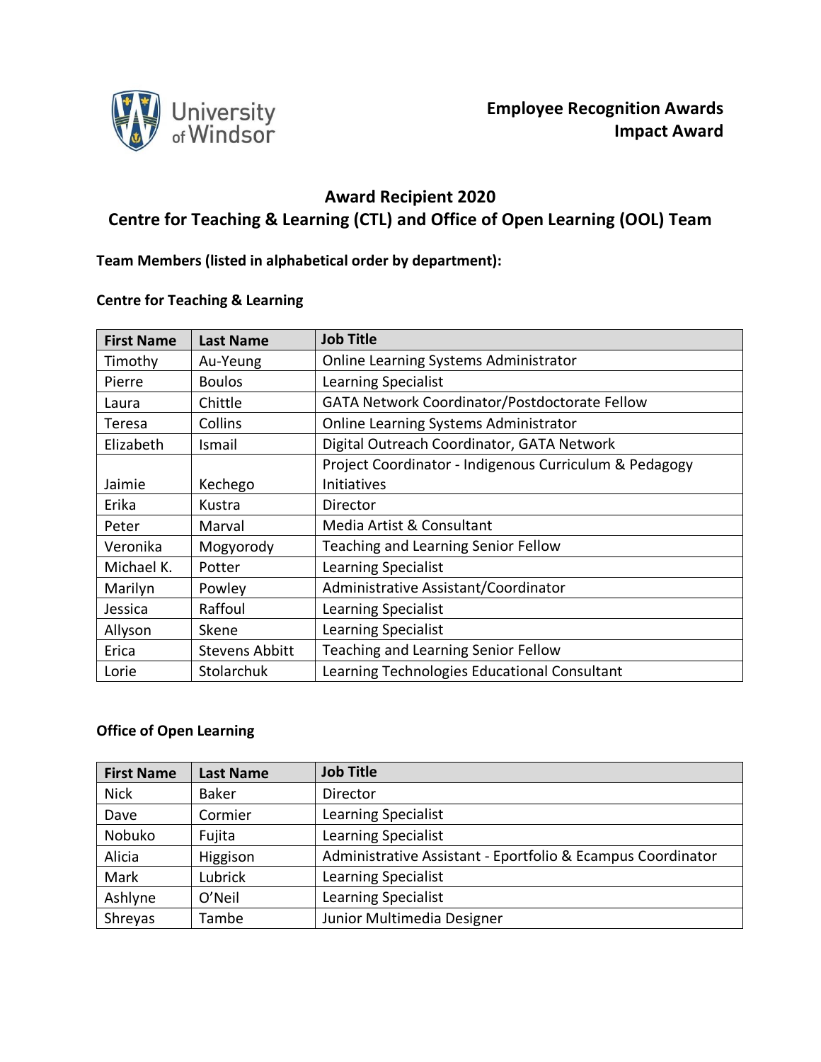**Employee Recognition Awards**
**Impact Award**

# Award Recipient 2020
## Centre for Teaching & Learning (CTL) and Office of Open Learning (OOL) Team

**Team Members (listed in alphabetical order by department):**

### Centre for Teaching & Learning

| First Name | Last Name | Job Title |
|---|---|---|
| Timothy | Au-Yeung | Online Learning Systems Administrator |
| Pierre | Boulos | Learning Specialist |
| Laura | Chittle | GATA Network Coordinator/Postdoctorate Fellow |
| Teresa | Collins | Online Learning Systems Administrator |
| Elizabeth | Ismail | Digital Outreach Coordinator, GATA Network |
| Jaimie | Kechego | Project Coordinator - Indigenous Curriculum & Pedagogy Initiatives |
| Erika | Kustra | Director |
| Peter | Marval | Media Artist & Consultant |
| Veronika | Mogyorody | Teaching and Learning Senior Fellow |
| Michael K. | Potter | Learning Specialist |
| Marilyn | Powley | Administrative Assistant/Coordinator |
| Jessica | Raffoul | Learning Specialist |
| Allyson | Skene | Learning Specialist |
| Erica | Stevens Abbitt | Teaching and Learning Senior Fellow |
| Lorie | Stolarchuk | Learning Technologies Educational Consultant |

### Office of Open Learning

| First Name | Last Name | Job Title |
|---|---|---|
| Nick | Baker | Director |
| Dave | Cormier | Learning Specialist |
| Nobuko | Fujita | Learning Specialist |
| Alicia | Higgison | Administrative Assistant - Eportfolio & Ecampus Coordinator |
| Mark | Lubrick | Learning Specialist |
| Ashlyne | O'Neil | Learning Specialist |
| Shreyas | Tambe | Junior Multimedia Designer |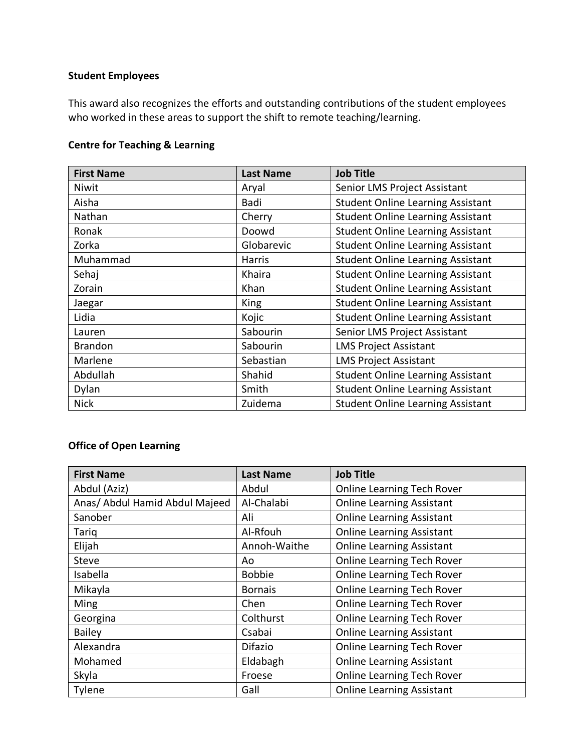**Student Employees**

This award also recognizes the efforts and outstanding contributions of the student employees who worked in these areas to support the shift to remote teaching/learning.

**Centre for Teaching & Learning**

| First Name | Last Name | Job Title |
|---|---|---|
| Niwit | Aryal | Senior LMS Project Assistant |
| Aisha | Badi | Student Online Learning Assistant |
| Nathan | Cherry | Student Online Learning Assistant |
| Ronak | Doowd | Student Online Learning Assistant |
| Zorka | Globarevic | Student Online Learning Assistant |
| Muhammad | Harris | Student Online Learning Assistant |
| Sehaj | Khaira | Student Online Learning Assistant |
| Zorain | Khan | Student Online Learning Assistant |
| Jaegar | King | Student Online Learning Assistant |
| Lidia | Kojic | Student Online Learning Assistant |
| Lauren | Sabourin | Senior LMS Project Assistant |
| Brandon | Sabourin | LMS Project Assistant |
| Marlene | Sebastian | LMS Project Assistant |
| Abdullah | Shahid | Student Online Learning Assistant |
| Dylan | Smith | Student Online Learning Assistant |
| Nick | Zuidema | Student Online Learning Assistant |

**Office of Open Learning**

| First Name | Last Name | Job Title |
|---|---|---|
| Abdul (Aziz) | Abdul | Online Learning Tech Rover |
| Anas/ Abdul Hamid Abdul Majeed | Al-Chalabi | Online Learning Assistant |
| Sanober | Ali | Online Learning Assistant |
| Tariq | Al-Rfouh | Online Learning Assistant |
| Elijah | Annoh-Waithe | Online Learning Assistant |
| Steve | Ao | Online Learning Tech Rover |
| Isabella | Bobbie | Online Learning Tech Rover |
| Mikayla | Bornais | Online Learning Tech Rover |
| Ming | Chen | Online Learning Tech Rover |
| Georgina | Colthurst | Online Learning Tech Rover |
| Bailey | Csabai | Online Learning Assistant |
| Alexandra | Difazio | Online Learning Tech Rover |
| Mohamed | Eldabagh | Online Learning Assistant |
| Skyla | Froese | Online Learning Tech Rover |
| Tylene | Gall | Online Learning Assistant |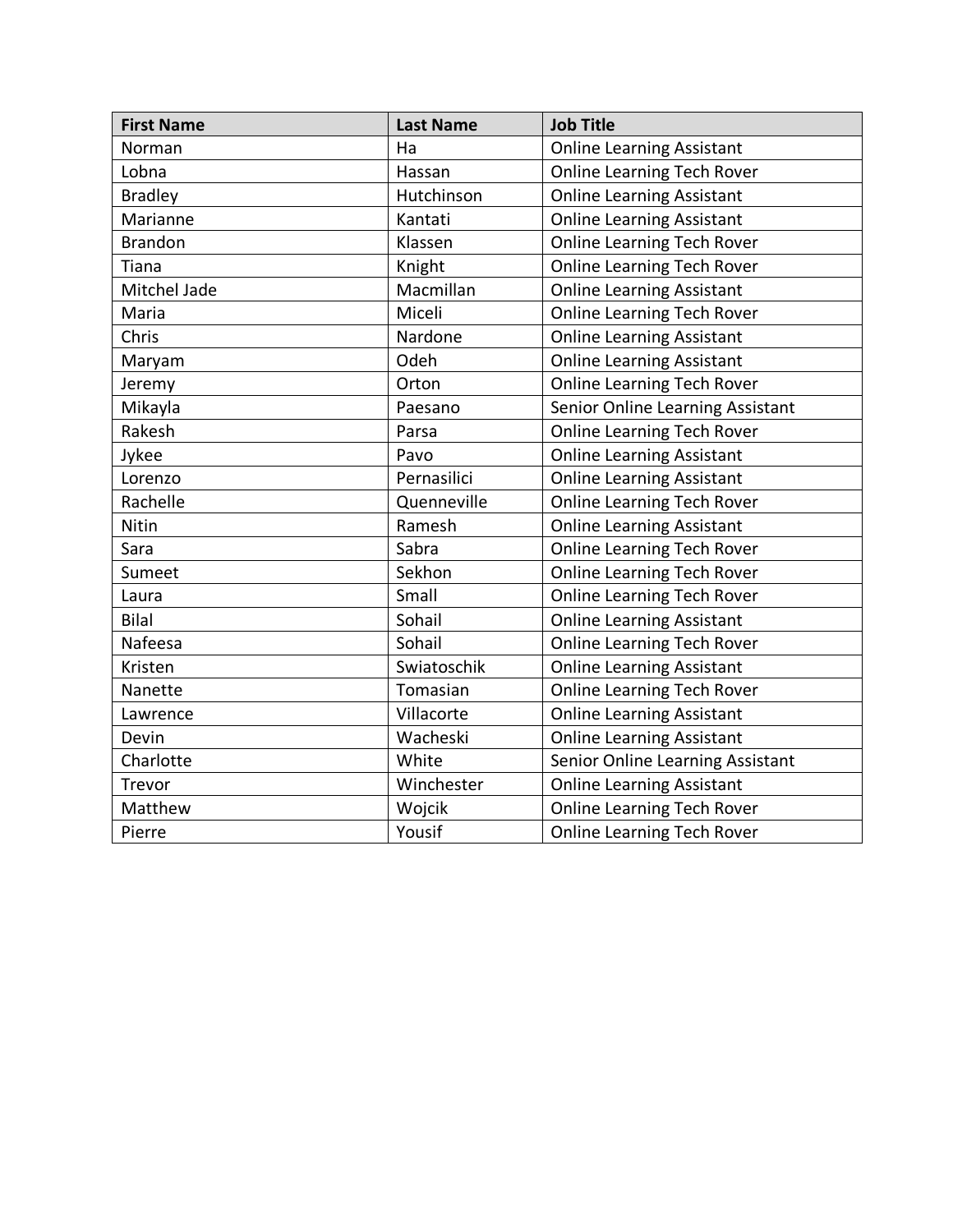| First Name | Last Name | Job Title |
| --- | --- | --- |
| Norman | Ha | Online Learning Assistant |
| Lobna | Hassan | Online Learning Tech Rover |
| Bradley | Hutchinson | Online Learning Assistant |
| Marianne | Kantati | Online Learning Assistant |
| Brandon | Klassen | Online Learning Tech Rover |
| Tiana | Knight | Online Learning Tech Rover |
| Mitchel Jade | Macmillan | Online Learning Assistant |
| Maria | Miceli | Online Learning Tech Rover |
| Chris | Nardone | Online Learning Assistant |
| Maryam | Odeh | Online Learning Assistant |
| Jeremy | Orton | Online Learning Tech Rover |
| Mikayla | Paesano | Senior Online Learning Assistant |
| Rakesh | Parsa | Online Learning Tech Rover |
| Jykee | Pavo | Online Learning Assistant |
| Lorenzo | Pernasilici | Online Learning Assistant |
| Rachelle | Quenneville | Online Learning Tech Rover |
| Nitin | Ramesh | Online Learning Assistant |
| Sara | Sabra | Online Learning Tech Rover |
| Sumeet | Sekhon | Online Learning Tech Rover |
| Laura | Small | Online Learning Tech Rover |
| Bilal | Sohail | Online Learning Assistant |
| Nafeesa | Sohail | Online Learning Tech Rover |
| Kristen | Swiatoschik | Online Learning Assistant |
| Nanette | Tomasian | Online Learning Tech Rover |
| Lawrence | Villacorte | Online Learning Assistant |
| Devin | Wacheski | Online Learning Assistant |
| Charlotte | White | Senior Online Learning Assistant |
| Trevor | Winchester | Online Learning Assistant |
| Matthew | Wojcik | Online Learning Tech Rover |
| Pierre | Yousif | Online Learning Tech Rover |